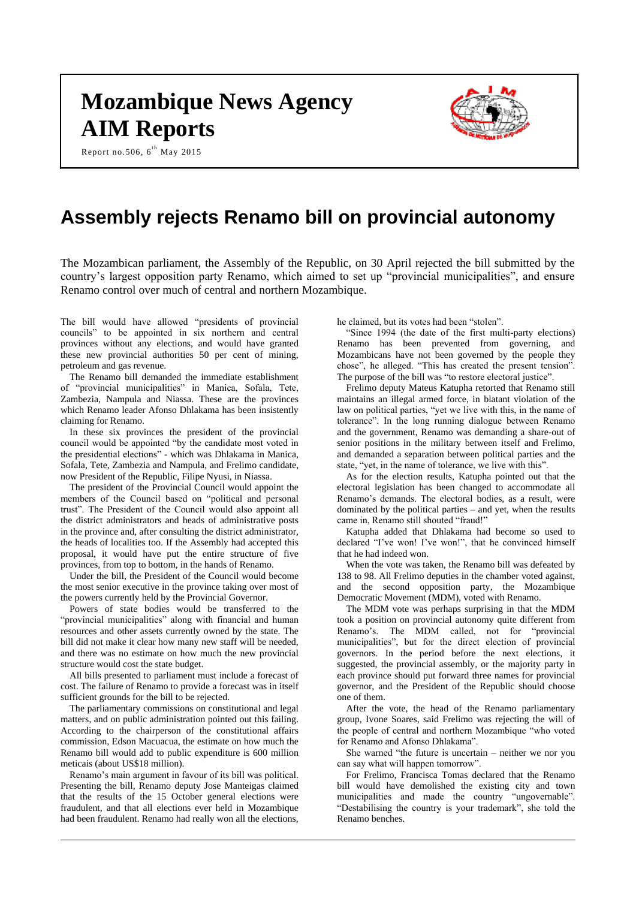# Mozambique News Agency AIM Reports

Report no.506, 6th May 2015

## Assembly rejects Renamo bill on provincial autonomy

The Mozambican parliament, the Assembly of the Republic, on 30 April rejected the bill submitted by the country's largest opposition party Renamo, which aimed to set up "provincial municipalities", and ensure Renamo control over much of central and northern Mozambique.

The bill would have allowed "presidents of provincial councils" to be appointed in six northern and central provinces without any elections, and would have granted these new provincial authorities 50 per cent of mining, petroleum and gas revenue.

The Renamo bill demanded the immediate establishment of "provincial municipalities" in Manica, Sofala, Tete, Zambezia, Nampula and Niassa. These are the provinces which Renamo leader Afonso Dhlakama has been insistently claiming for Renamo.

In these six provinces the president of the provincial council would be appointed "by the candidate most voted in the presidential elections" - which was Dhlakama in Manica, Sofala, Tete, Zambezia and Nampula, and Frelimo candidate, now President of the Republic, Filipe Nyusi, in Niassa.

The president of the Provincial Council would appoint the members of the Council based on "political and personal trust". The President of the Council would also appoint all the district administrators and heads of administrative posts in the province and, after consulting the district administrator, the heads of localities too. If the Assembly had accepted this proposal, it would have put the entire structure of five provinces, from top to bottom, in the hands of Renamo.

Under the bill, the President of the Council would become the most senior executive in the province taking over most of the powers currently held by the Provincial Governor.

Powers of state bodies would be transferred to the "provincial municipalities" along with financial and human resources and other assets currently owned by the state. The bill did not make it clear how many new staff will be needed, and there was no estimate on how much the new provincial structure would cost the state budget.

All bills presented to parliament must include a forecast of cost. The failure of Renamo to provide a forecast was in itself sufficient grounds for the bill to be rejected.

The parliamentary commissions on constitutional and legal matters, and on public administration pointed out this failing. According to the chairperson of the constitutional affairs commission, Edson Macuacua, the estimate on how much the Renamo bill would add to public expenditure is 600 million meticais (about US$18 million).

Renamo's main argument in favour of its bill was political. Presenting the bill, Renamo deputy Jose Manteigas claimed that the results of the 15 October general elections were fraudulent, and that all elections ever held in Mozambique had been fraudulent. Renamo had really won all the elections, he claimed, but its votes had been "stolen".

"Since 1994 (the date of the first multi-party elections) Renamo has been prevented from governing, and Mozambicans have not been governed by the people they chose", he alleged. "This has created the present tension". The purpose of the bill was "to restore electoral justice".

Frelimo deputy Mateus Katupha retorted that Renamo still maintains an illegal armed force, in blatant violation of the law on political parties, "yet we live with this, in the name of tolerance". In the long running dialogue between Renamo and the government, Renamo was demanding a share-out of senior positions in the military between itself and Frelimo, and demanded a separation between political parties and the state, "yet, in the name of tolerance, we live with this".

As for the election results, Katupha pointed out that the electoral legislation has been changed to accommodate all Renamo's demands. The electoral bodies, as a result, were dominated by the political parties – and yet, when the results came in, Renamo still shouted "fraud!"

Katupha added that Dhlakama had become so used to declared "I've won! I've won!", that he convinced himself that he had indeed won.

When the vote was taken, the Renamo bill was defeated by 138 to 98. All Frelimo deputies in the chamber voted against, and the second opposition party, the Mozambique Democratic Movement (MDM), voted with Renamo.

The MDM vote was perhaps surprising in that the MDM took a position on provincial autonomy quite different from Renamo's. The MDM called, not for "provincial municipalities", but for the direct election of provincial governors. In the period before the next elections, it suggested, the provincial assembly, or the majority party in each province should put forward three names for provincial governor, and the President of the Republic should choose one of them.

After the vote, the head of the Renamo parliamentary group, Ivone Soares, said Frelimo was rejecting the will of the people of central and northern Mozambique "who voted for Renamo and Afonso Dhlakama".

She warned "the future is uncertain – neither we nor you can say what will happen tomorrow".

For Frelimo, Francisca Tomas declared that the Renamo bill would have demolished the existing city and town municipalities and made the country "ungovernable". "Destabilising the country is your trademark", she told the Renamo benches.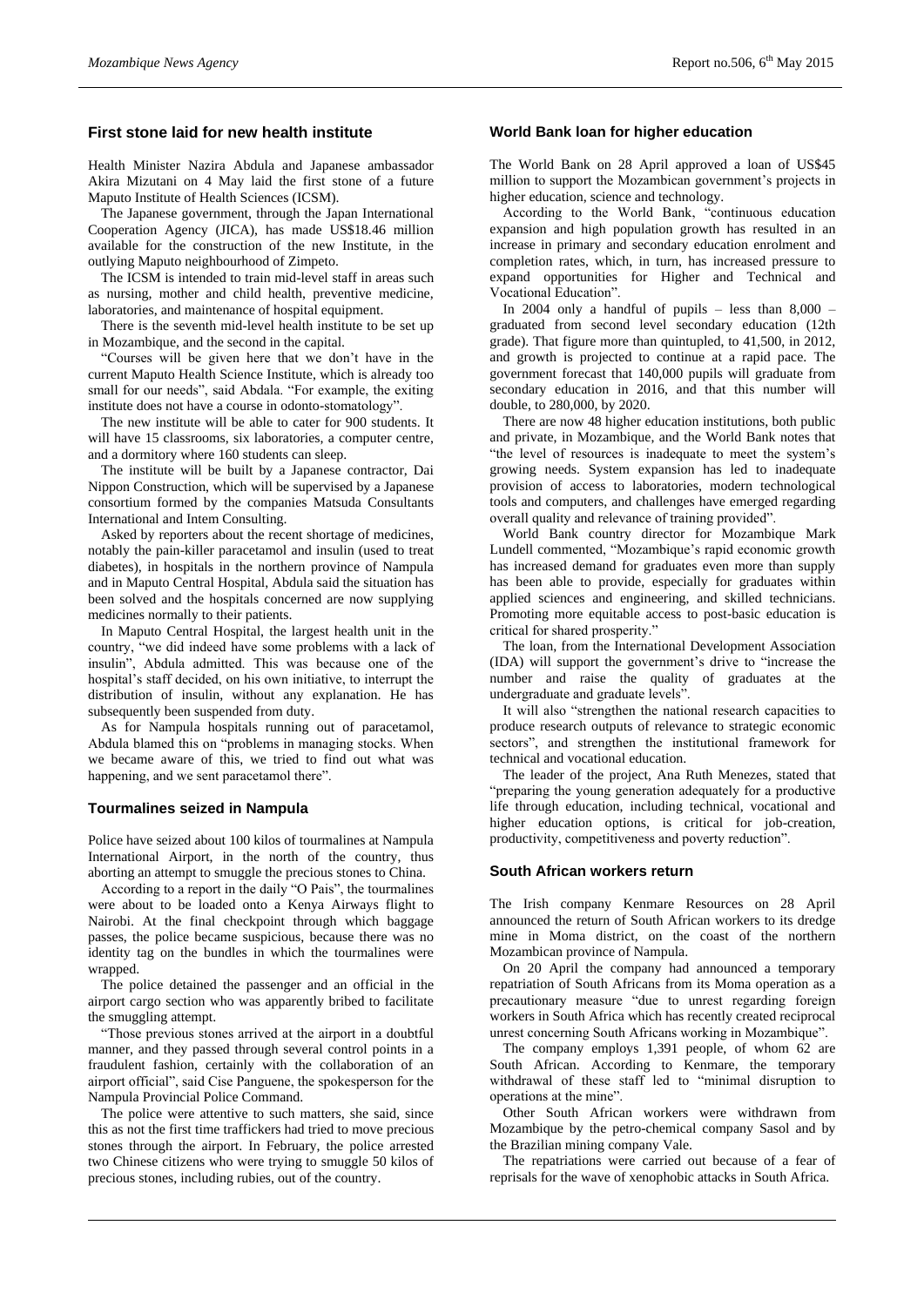## First stone laid for new health institute

Health Minister Nazira Abdula and Japanese ambassador Akira Mizutani on 4 May laid the first stone of a future Maputo Institute of Health Sciences (ICSM).

The Japanese government, through the Japan International Cooperation Agency (JICA), has made US$18.46 million available for the construction of the new Institute, in the outlying Maputo neighbourhood of Zimpeto.

The ICSM is intended to train mid-level staff in areas such as nursing, mother and child health, preventive medicine, laboratories, and maintenance of hospital equipment.

There is the seventh mid-level health institute to be set up in Mozambique, and the second in the capital.

"Courses will be given here that we don't have in the current Maputo Health Science Institute, which is already too small for our needs", said Abdala. "For example, the exiting institute does not have a course in odonto-stomatology".

The new institute will be able to cater for 900 students. It will have 15 classrooms, six laboratories, a computer centre, and a dormitory where 160 students can sleep.

The institute will be built by a Japanese contractor, Dai Nippon Construction, which will be supervised by a Japanese consortium formed by the companies Matsuda Consultants International and Intem Consulting.

Asked by reporters about the recent shortage of medicines, notably the pain-killer paracetamol and insulin (used to treat diabetes), in hospitals in the northern province of Nampula and in Maputo Central Hospital, Abdula said the situation has been solved and the hospitals concerned are now supplying medicines normally to their patients.

In Maputo Central Hospital, the largest health unit in the country, "we did indeed have some problems with a lack of insulin", Abdula admitted. This was because one of the hospital's staff decided, on his own initiative, to interrupt the distribution of insulin, without any explanation. He has subsequently been suspended from duty.

As for Nampula hospitals running out of paracetamol, Abdula blamed this on "problems in managing stocks. When we became aware of this, we tried to find out what was happening, and we sent paracetamol there".

## Tourmalines seized in Nampula

Police have seized about 100 kilos of tourmalines at Nampula International Airport, in the north of the country, thus aborting an attempt to smuggle the precious stones to China.

According to a report in the daily "O Pais", the tourmalines were about to be loaded onto a Kenya Airways flight to Nairobi. At the final checkpoint through which baggage passes, the police became suspicious, because there was no identity tag on the bundles in which the tourmalines were wrapped.

The police detained the passenger and an official in the airport cargo section who was apparently bribed to facilitate the smuggling attempt.

"Those previous stones arrived at the airport in a doubtful manner, and they passed through several control points in a fraudulent fashion, certainly with the collaboration of an airport official", said Cise Panguene, the spokesperson for the Nampula Provincial Police Command.

The police were attentive to such matters, she said, since this as not the first time traffickers had tried to move precious stones through the airport. In February, the police arrested two Chinese citizens who were trying to smuggle 50 kilos of precious stones, including rubies, out of the country.

## World Bank loan for higher education

The World Bank on 28 April approved a loan of US$45 million to support the Mozambican government's projects in higher education, science and technology.

According to the World Bank, "continuous education expansion and high population growth has resulted in an increase in primary and secondary education enrolment and completion rates, which, in turn, has increased pressure to expand opportunities for Higher and Technical and Vocational Education".

In 2004 only a handful of pupils – less than 8,000 – graduated from second level secondary education (12th grade). That figure more than quintupled, to 41,500, in 2012, and growth is projected to continue at a rapid pace. The government forecast that 140,000 pupils will graduate from secondary education in 2016, and that this number will double, to 280,000, by 2020.

There are now 48 higher education institutions, both public and private, in Mozambique, and the World Bank notes that "the level of resources is inadequate to meet the system's growing needs. System expansion has led to inadequate provision of access to laboratories, modern technological tools and computers, and challenges have emerged regarding overall quality and relevance of training provided".

World Bank country director for Mozambique Mark Lundell commented, "Mozambique's rapid economic growth has increased demand for graduates even more than supply has been able to provide, especially for graduates within applied sciences and engineering, and skilled technicians. Promoting more equitable access to post-basic education is critical for shared prosperity."

The loan, from the International Development Association (IDA) will support the government's drive to "increase the number and raise the quality of graduates at the undergraduate and graduate levels".

It will also "strengthen the national research capacities to produce research outputs of relevance to strategic economic sectors", and strengthen the institutional framework for technical and vocational education.

The leader of the project, Ana Ruth Menezes, stated that "preparing the young generation adequately for a productive life through education, including technical, vocational and higher education options, is critical for job-creation, productivity, competitiveness and poverty reduction".

## South African workers return

The Irish company Kenmare Resources on 28 April announced the return of South African workers to its dredge mine in Moma district, on the coast of the northern Mozambican province of Nampula.

On 20 April the company had announced a temporary repatriation of South Africans from its Moma operation as a precautionary measure "due to unrest regarding foreign workers in South Africa which has recently created reciprocal unrest concerning South Africans working in Mozambique".

The company employs 1,391 people, of whom 62 are South African. According to Kenmare, the temporary withdrawal of these staff led to "minimal disruption to operations at the mine".

Other South African workers were withdrawn from Mozambique by the petro-chemical company Sasol and by the Brazilian mining company Vale.

The repatriations were carried out because of a fear of reprisals for the wave of xenophobic attacks in South Africa.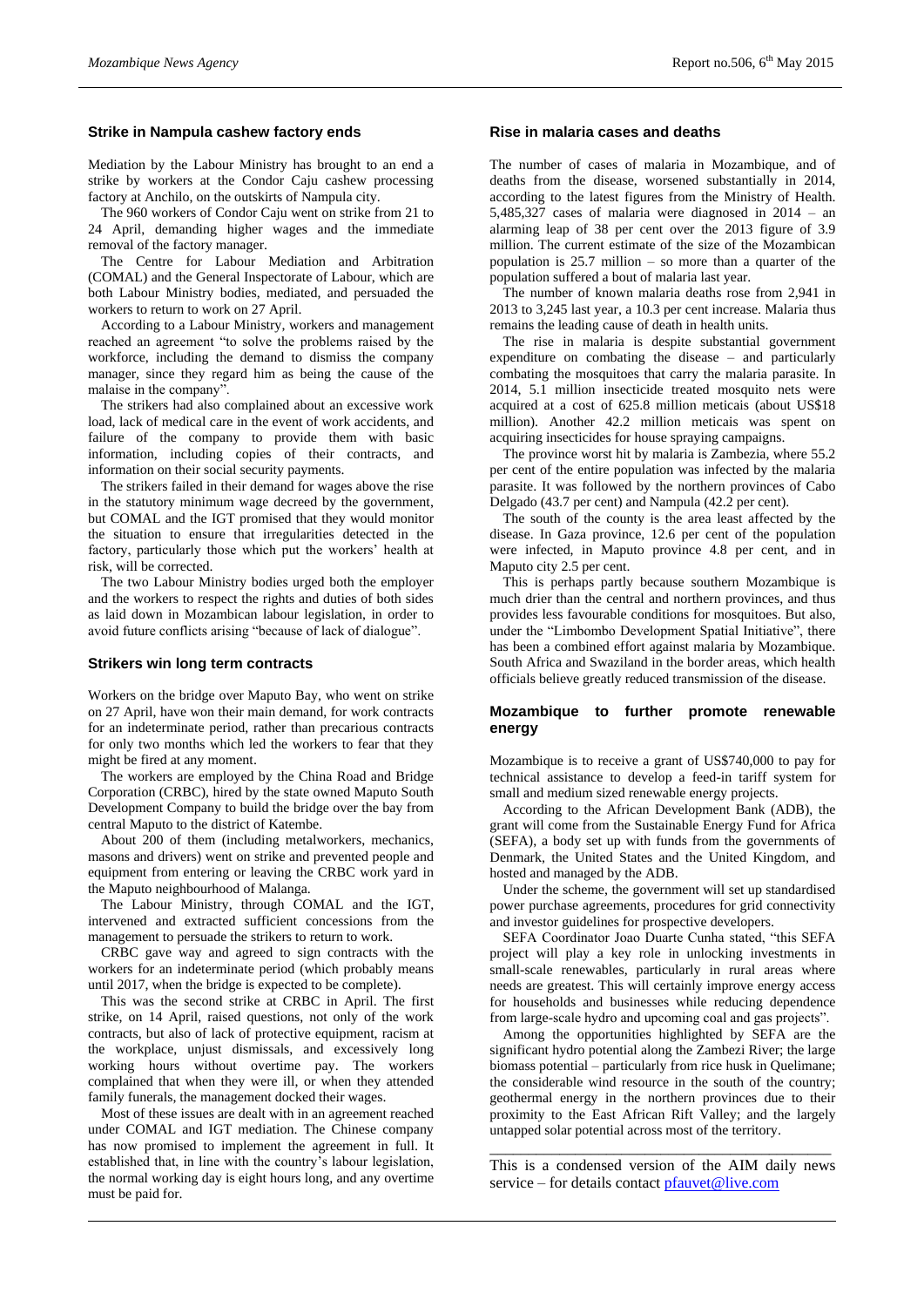## Strike in Nampula cashew factory ends

Mediation by the Labour Ministry has brought to an end a strike by workers at the Condor Caju cashew processing factory at Anchilo, on the outskirts of Nampula city.

The 960 workers of Condor Caju went on strike from 21 to 24 April, demanding higher wages and the immediate removal of the factory manager.

The Centre for Labour Mediation and Arbitration (COMAL) and the General Inspectorate of Labour, which are both Labour Ministry bodies, mediated, and persuaded the workers to return to work on 27 April.

According to a Labour Ministry, workers and management reached an agreement "to solve the problems raised by the workforce, including the demand to dismiss the company manager, since they regard him as being the cause of the malaise in the company".

The strikers had also complained about an excessive work load, lack of medical care in the event of work accidents, and failure of the company to provide them with basic information, including copies of their contracts, and information on their social security payments.

The strikers failed in their demand for wages above the rise in the statutory minimum wage decreed by the government, but COMAL and the IGT promised that they would monitor the situation to ensure that irregularities detected in the factory, particularly those which put the workers' health at risk, will be corrected.

The two Labour Ministry bodies urged both the employer and the workers to respect the rights and duties of both sides as laid down in Mozambican labour legislation, in order to avoid future conflicts arising "because of lack of dialogue".

## Strikers win long term contracts

Workers on the bridge over Maputo Bay, who went on strike on 27 April, have won their main demand, for work contracts for an indeterminate period, rather than precarious contracts for only two months which led the workers to fear that they might be fired at any moment.

The workers are employed by the China Road and Bridge Corporation (CRBC), hired by the state owned Maputo South Development Company to build the bridge over the bay from central Maputo to the district of Katembe.

About 200 of them (including metalworkers, mechanics, masons and drivers) went on strike and prevented people and equipment from entering or leaving the CRBC work yard in the Maputo neighbourhood of Malanga.

The Labour Ministry, through COMAL and the IGT, intervened and extracted sufficient concessions from the management to persuade the strikers to return to work.

CRBC gave way and agreed to sign contracts with the workers for an indeterminate period (which probably means until 2017, when the bridge is expected to be complete).

This was the second strike at CRBC in April. The first strike, on 14 April, raised questions, not only of the work contracts, but also of lack of protective equipment, racism at the workplace, unjust dismissals, and excessively long working hours without overtime pay. The workers complained that when they were ill, or when they attended family funerals, the management docked their wages.

Most of these issues are dealt with in an agreement reached under COMAL and IGT mediation. The Chinese company has now promised to implement the agreement in full. It established that, in line with the country's labour legislation, the normal working day is eight hours long, and any overtime must be paid for.

## Rise in malaria cases and deaths

The number of cases of malaria in Mozambique, and of deaths from the disease, worsened substantially in 2014, according to the latest figures from the Ministry of Health. 5,485,327 cases of malaria were diagnosed in 2014 – an alarming leap of 38 per cent over the 2013 figure of 3.9 million. The current estimate of the size of the Mozambican population is 25.7 million – so more than a quarter of the population suffered a bout of malaria last year.

The number of known malaria deaths rose from 2,941 in 2013 to 3,245 last year, a 10.3 per cent increase. Malaria thus remains the leading cause of death in health units.

The rise in malaria is despite substantial government expenditure on combating the disease – and particularly combating the mosquitoes that carry the malaria parasite. In 2014, 5.1 million insecticide treated mosquito nets were acquired at a cost of 625.8 million meticais (about US$18 million). Another 42.2 million meticais was spent on acquiring insecticides for house spraying campaigns.

The province worst hit by malaria is Zambezia, where 55.2 per cent of the entire population was infected by the malaria parasite. It was followed by the northern provinces of Cabo Delgado (43.7 per cent) and Nampula (42.2 per cent).

The south of the county is the area least affected by the disease. In Gaza province, 12.6 per cent of the population were infected, in Maputo province 4.8 per cent, and in Maputo city 2.5 per cent.

This is perhaps partly because southern Mozambique is much drier than the central and northern provinces, and thus provides less favourable conditions for mosquitoes. But also, under the "Limbombo Development Spatial Initiative", there has been a combined effort against malaria by Mozambique. South Africa and Swaziland in the border areas, which health officials believe greatly reduced transmission of the disease.

## Mozambique to further promote renewable energy

Mozambique is to receive a grant of US$740,000 to pay for technical assistance to develop a feed-in tariff system for small and medium sized renewable energy projects.

According to the African Development Bank (ADB), the grant will come from the Sustainable Energy Fund for Africa (SEFA), a body set up with funds from the governments of Denmark, the United States and the United Kingdom, and hosted and managed by the ADB.

Under the scheme, the government will set up standardised power purchase agreements, procedures for grid connectivity and investor guidelines for prospective developers.

SEFA Coordinator Joao Duarte Cunha stated, "this SEFA project will play a key role in unlocking investments in small-scale renewables, particularly in rural areas where needs are greatest. This will certainly improve energy access for households and businesses while reducing dependence from large-scale hydro and upcoming coal and gas projects".

Among the opportunities highlighted by SEFA are the significant hydro potential along the Zambezi River; the large biomass potential – particularly from rice husk in Quelimane; the considerable wind resource in the south of the country; geothermal energy in the northern provinces due to their proximity to the East African Rift Valley; and the largely untapped solar potential across most of the territory.

---

This is a condensed version of the AIM daily news service – for details contact pfauvet@live.com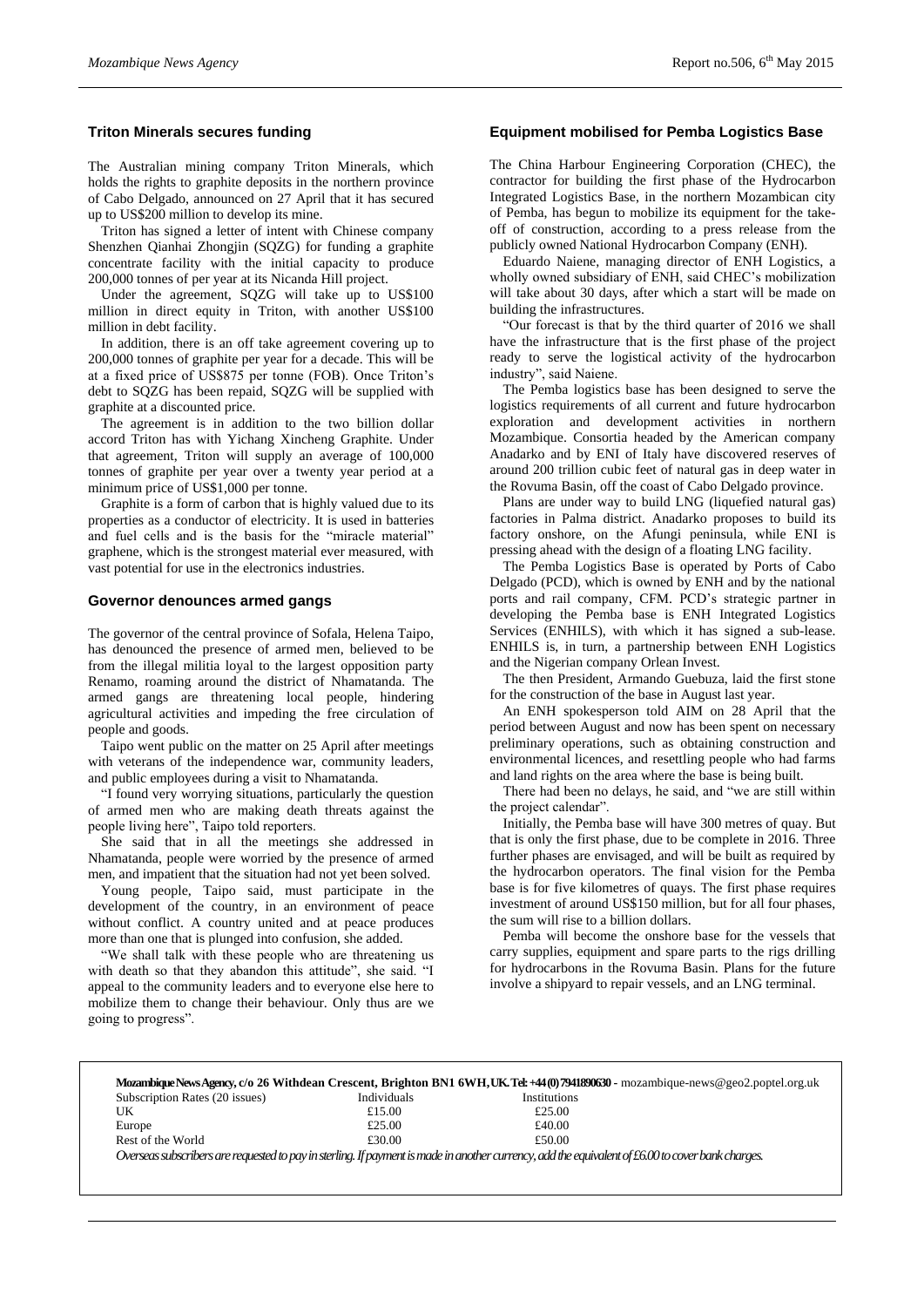## Triton Minerals secures funding

The Australian mining company Triton Minerals, which holds the rights to graphite deposits in the northern province of Cabo Delgado, announced on 27 April that it has secured up to US$200 million to develop its mine.

Triton has signed a letter of intent with Chinese company Shenzhen Qianhai Zhongjin (SQZG) for funding a graphite concentrate facility with the initial capacity to produce 200,000 tonnes of per year at its Nicanda Hill project.

Under the agreement, SQZG will take up to US$100 million in direct equity in Triton, with another US$100 million in debt facility.

In addition, there is an off take agreement covering up to 200,000 tonnes of graphite per year for a decade. This will be at a fixed price of US$875 per tonne (FOB). Once Triton's debt to SQZG has been repaid, SQZG will be supplied with graphite at a discounted price.

The agreement is in addition to the two billion dollar accord Triton has with Yichang Xincheng Graphite. Under that agreement, Triton will supply an average of 100,000 tonnes of graphite per year over a twenty year period at a minimum price of US$1,000 per tonne.

Graphite is a form of carbon that is highly valued due to its properties as a conductor of electricity. It is used in batteries and fuel cells and is the basis for the "miracle material" graphene, which is the strongest material ever measured, with vast potential for use in the electronics industries.

## Governor denounces armed gangs

The governor of the central province of Sofala, Helena Taipo, has denounced the presence of armed men, believed to be from the illegal militia loyal to the largest opposition party Renamo, roaming around the district of Nhamatanda. The armed gangs are threatening local people, hindering agricultural activities and impeding the free circulation of people and goods.

Taipo went public on the matter on 25 April after meetings with veterans of the independence war, community leaders, and public employees during a visit to Nhamatanda.

"I found very worrying situations, particularly the question of armed men who are making death threats against the people living here", Taipo told reporters.

She said that in all the meetings she addressed in Nhamatanda, people were worried by the presence of armed men, and impatient that the situation had not yet been solved.

Young people, Taipo said, must participate in the development of the country, in an environment of peace without conflict. A country united and at peace produces more than one that is plunged into confusion, she added.

"We shall talk with these people who are threatening us with death so that they abandon this attitude", she said. "I appeal to the community leaders and to everyone else here to mobilize them to change their behaviour. Only thus are we going to progress".

## Equipment mobilised for Pemba Logistics Base

The China Harbour Engineering Corporation (CHEC), the contractor for building the first phase of the Hydrocarbon Integrated Logistics Base, in the northern Mozambican city of Pemba, has begun to mobilize its equipment for the take-off of construction, according to a press release from the publicly owned National Hydrocarbon Company (ENH).

Eduardo Naiene, managing director of ENH Logistics, a wholly owned subsidiary of ENH, said CHEC's mobilization will take about 30 days, after which a start will be made on building the infrastructures.

"Our forecast is that by the third quarter of 2016 we shall have the infrastructure that is the first phase of the project ready to serve the logistical activity of the hydrocarbon industry", said Naiene.

The Pemba logistics base has been designed to serve the logistics requirements of all current and future hydrocarbon exploration and development activities in northern Mozambique. Consortia headed by the American company Anadarko and by ENI of Italy have discovered reserves of around 200 trillion cubic feet of natural gas in deep water in the Rovuma Basin, off the coast of Cabo Delgado province.

Plans are under way to build LNG (liquefied natural gas) factories in Palma district. Anadarko proposes to build its factory onshore, on the Afungi peninsula, while ENI is pressing ahead with the design of a floating LNG facility.

The Pemba Logistics Base is operated by Ports of Cabo Delgado (PCD), which is owned by ENH and by the national ports and rail company, CFM. PCD's strategic partner in developing the Pemba base is ENH Integrated Logistics Services (ENHILS), with which it has signed a sub-lease. ENHILS is, in turn, a partnership between ENH Logistics and the Nigerian company Orlean Invest.

The then President, Armando Guebuza, laid the first stone for the construction of the base in August last year.

An ENH spokesperson told AIM on 28 April that the period between August and now has been spent on necessary preliminary operations, such as obtaining construction and environmental licences, and resettling people who had farms and land rights on the area where the base is being built.

There had been no delays, he said, and "we are still within the project calendar".

Initially, the Pemba base will have 300 metres of quay. But that is only the first phase, due to be complete in 2016. Three further phases are envisaged, and will be built as required by the hydrocarbon operators. The final vision for the Pemba base is for five kilometres of quays. The first phase requires investment of around US$150 million, but for all four phases, the sum will rise to a billion dollars.

Pemba will become the onshore base for the vessels that carry supplies, equipment and spare parts to the rigs drilling for hydrocarbons in the Rovuma Basin. Plans for the future involve a shipyard to repair vessels, and an LNG terminal.

**Mozambique News Agency, c/o 26 Withdean Crescent, Brighton BN1 6WH, UK. Tel: +44 (0) 7941890630** - mozambique-news@geo2.poptel.org.uk

| Subscription Rates (20 issues) | Individuals | Institutions |
|---|---|---|
| UK | £15.00 | £25.00 |
| Europe | £25.00 | £40.00 |
| Rest of the World | £30.00 | £50.00 |

*Overseas subscribers are requested to pay in sterling. If payment is made in another currency, add the equivalent of £6.00 to cover bank charges.*